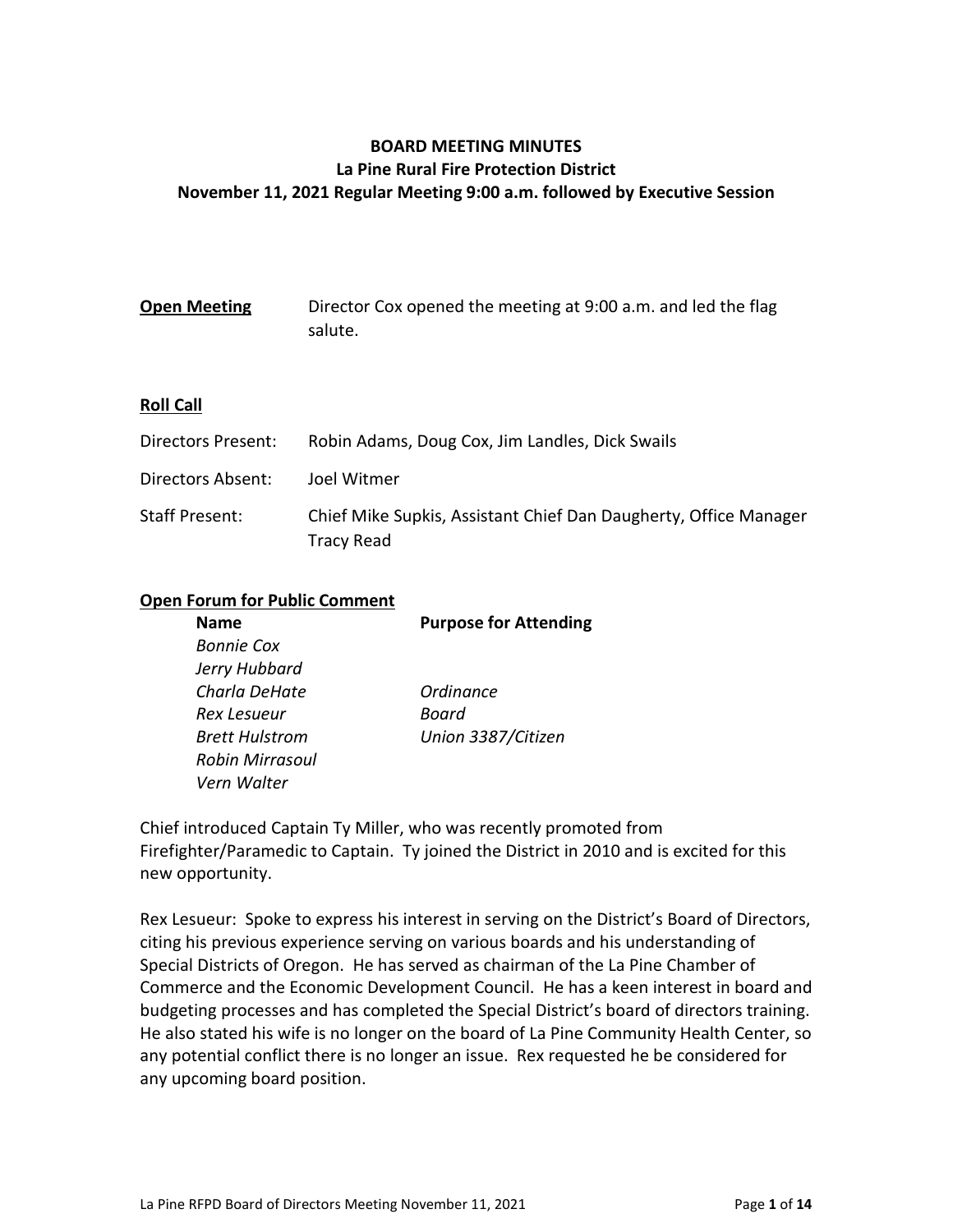# BOARD MEETING MINUTES
## La Pine Rural Fire Protection District
### November 11, 2021 Regular Meeting 9:00 a.m. followed by Executive Session

**Open Meeting** Director Cox opened the meeting at 9:00 a.m. and led the flag salute.

**Roll Call**

Directors Present: Robin Adams, Doug Cox, Jim Landles, Dick Swails

Directors Absent: Joel Witmer

Staff Present: Chief Mike Supkis, Assistant Chief Dan Daugherty, Office Manager Tracy Read

**Open Forum for Public Comment**

| Name | Purpose for Attending |
|---|---|
| *Bonnie Cox* | |
| *Jerry Hubbard* | |
| *Charla DeHate* | *Ordinance* |
| *Rex Lesueur* | *Board* |
| *Brett Hulstrom* | *Union 3387/Citizen* |
| *Robin Mirrasoul* | |
| *Vern Walter* | |

Chief introduced Captain Ty Miller, who was recently promoted from Firefighter/Paramedic to Captain. Ty joined the District in 2010 and is excited for this new opportunity.

Rex Lesueur: Spoke to express his interest in serving on the District's Board of Directors, citing his previous experience serving on various boards and his understanding of Special Districts of Oregon. He has served as chairman of the La Pine Chamber of Commerce and the Economic Development Council. He has a keen interest in board and budgeting processes and has completed the Special District's board of directors training. He also stated his wife is no longer on the board of La Pine Community Health Center, so any potential conflict there is no longer an issue. Rex requested he be considered for any upcoming board position.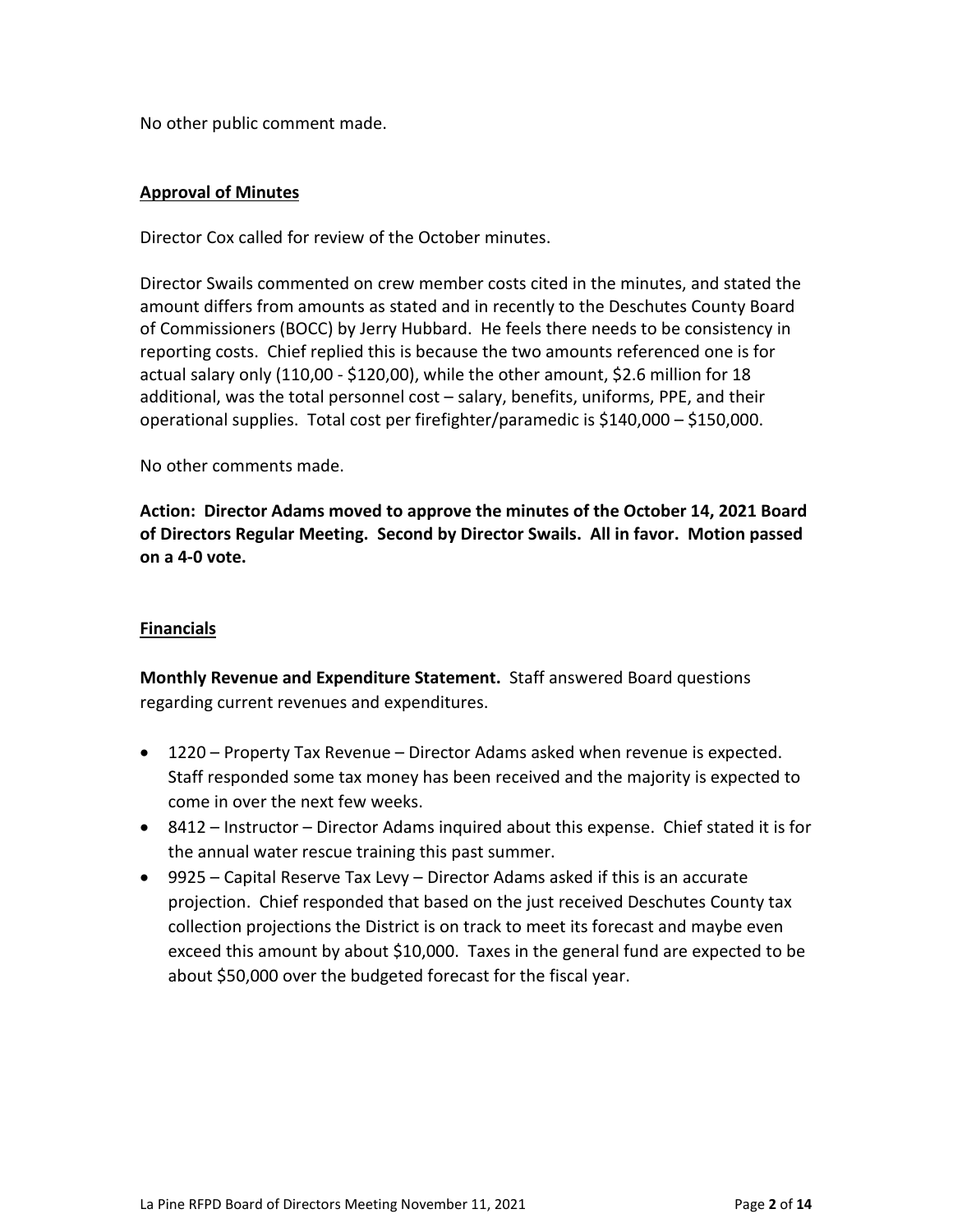No other public comment made.

**Approval of Minutes**

Director Cox called for review of the October minutes.

Director Swails commented on crew member costs cited in the minutes, and stated the amount differs from amounts as stated and in recently to the Deschutes County Board of Commissioners (BOCC) by Jerry Hubbard. He feels there needs to be consistency in reporting costs. Chief replied this is because the two amounts referenced one is for actual salary only (110,00 - $120,00), while the other amount, $2.6 million for 18 additional, was the total personnel cost – salary, benefits, uniforms, PPE, and their operational supplies. Total cost per firefighter/paramedic is $140,000 – $150,000.

No other comments made.

**Action: Director Adams moved to approve the minutes of the October 14, 2021 Board of Directors Regular Meeting. Second by Director Swails. All in favor. Motion passed on a 4-0 vote.**

**Financials**

**Monthly Revenue and Expenditure Statement.** Staff answered Board questions regarding current revenues and expenditures.

- 1220 – Property Tax Revenue – Director Adams asked when revenue is expected. Staff responded some tax money has been received and the majority is expected to come in over the next few weeks.
- 8412 – Instructor – Director Adams inquired about this expense. Chief stated it is for the annual water rescue training this past summer.
- 9925 – Capital Reserve Tax Levy – Director Adams asked if this is an accurate projection. Chief responded that based on the just received Deschutes County tax collection projections the District is on track to meet its forecast and maybe even exceed this amount by about $10,000. Taxes in the general fund are expected to be about $50,000 over the budgeted forecast for the fiscal year.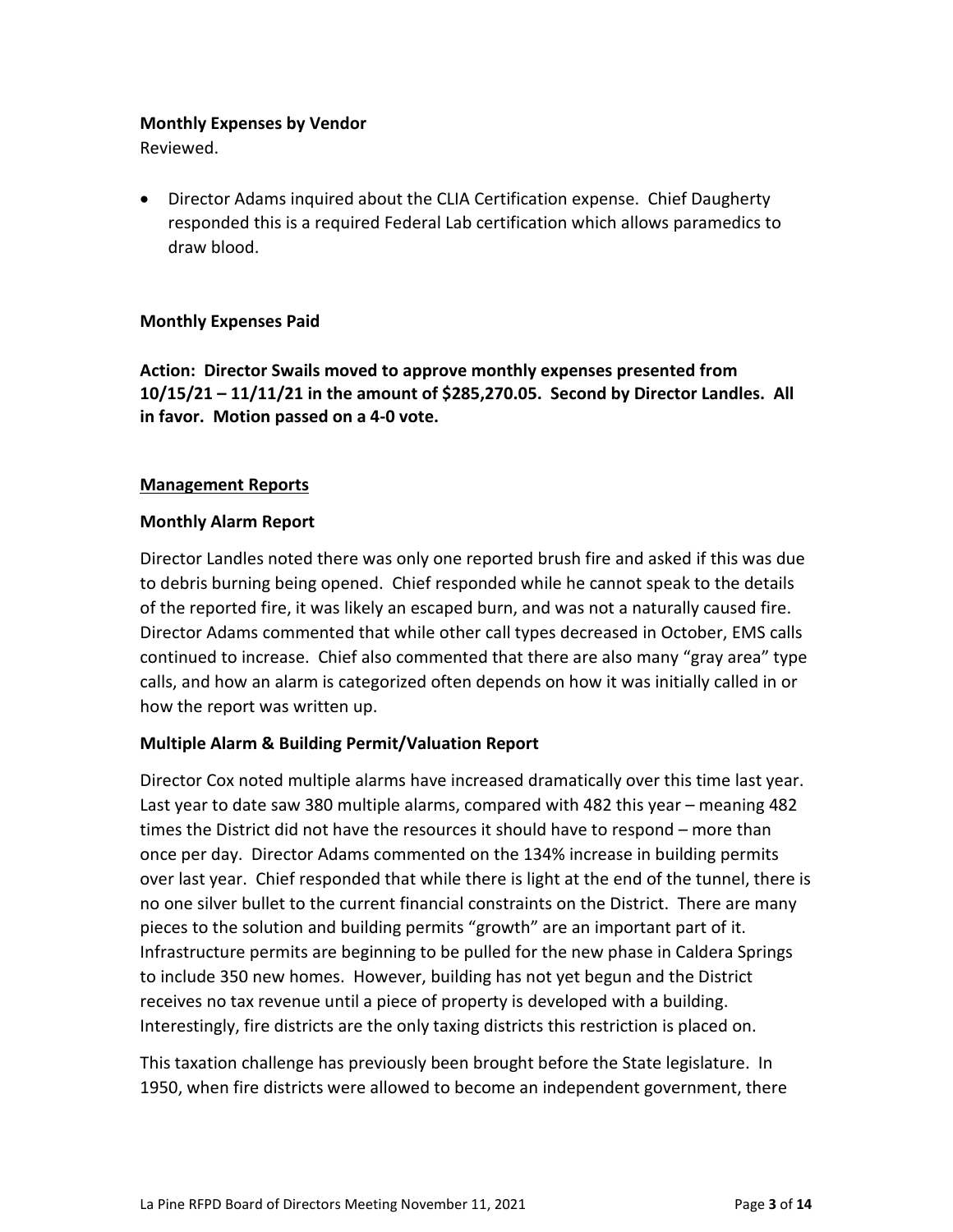**Monthly Expenses by Vendor**

Reviewed.

- Director Adams inquired about the CLIA Certification expense. Chief Daugherty responded this is a required Federal Lab certification which allows paramedics to draw blood.

**Monthly Expenses Paid**

**Action: Director Swails moved to approve monthly expenses presented from 10/15/21 – 11/11/21 in the amount of $285,270.05. Second by Director Landles. All in favor. Motion passed on a 4-0 vote.**

## Management Reports

**Monthly Alarm Report**

Director Landles noted there was only one reported brush fire and asked if this was due to debris burning being opened. Chief responded while he cannot speak to the details of the reported fire, it was likely an escaped burn, and was not a naturally caused fire. Director Adams commented that while other call types decreased in October, EMS calls continued to increase. Chief also commented that there are also many "gray area" type calls, and how an alarm is categorized often depends on how it was initially called in or how the report was written up.

**Multiple Alarm & Building Permit/Valuation Report**

Director Cox noted multiple alarms have increased dramatically over this time last year. Last year to date saw 380 multiple alarms, compared with 482 this year – meaning 482 times the District did not have the resources it should have to respond – more than once per day. Director Adams commented on the 134% increase in building permits over last year. Chief responded that while there is light at the end of the tunnel, there is no one silver bullet to the current financial constraints on the District. There are many pieces to the solution and building permits "growth" are an important part of it. Infrastructure permits are beginning to be pulled for the new phase in Caldera Springs to include 350 new homes. However, building has not yet begun and the District receives no tax revenue until a piece of property is developed with a building. Interestingly, fire districts are the only taxing districts this restriction is placed on.

This taxation challenge has previously been brought before the State legislature. In 1950, when fire districts were allowed to become an independent government, there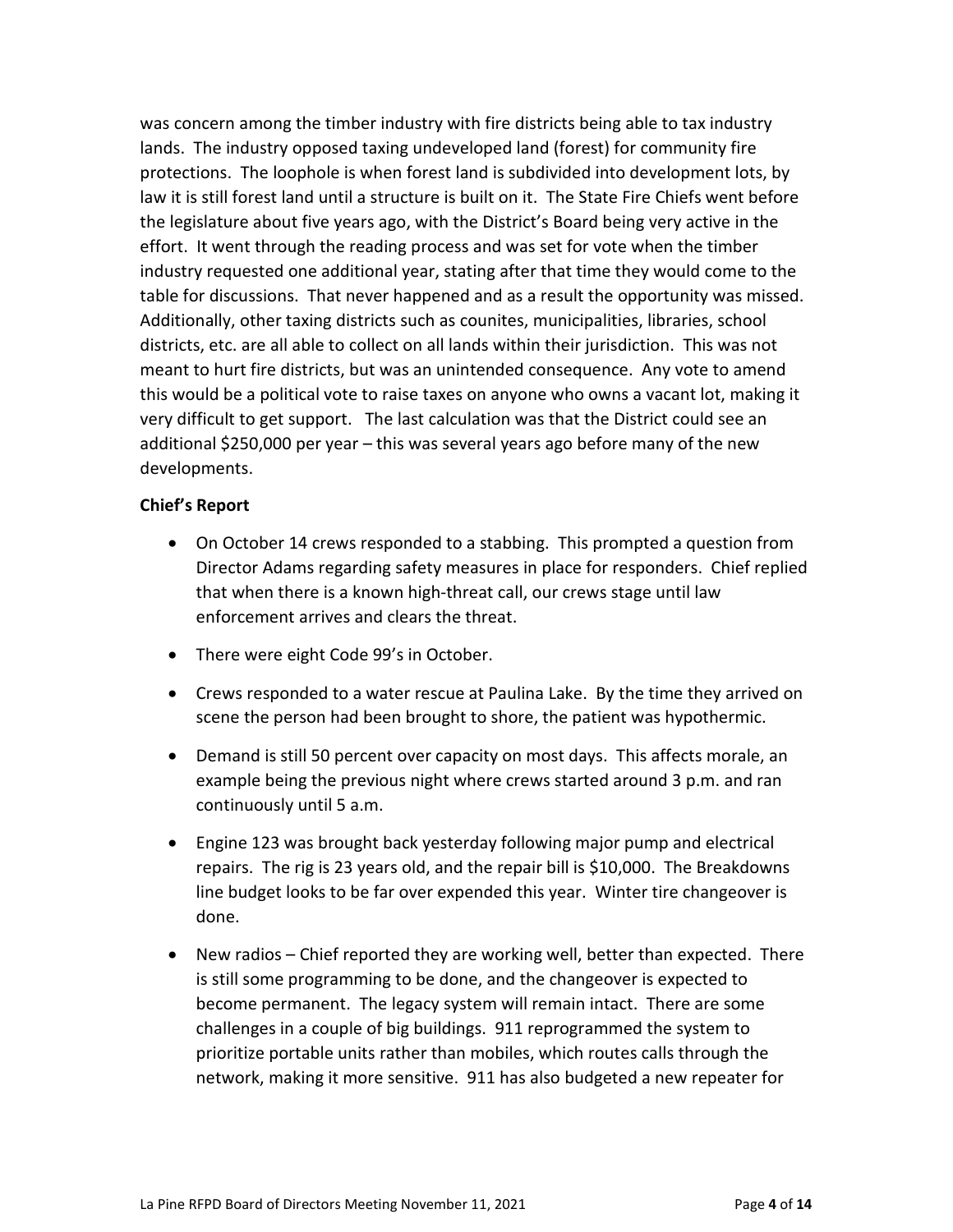was concern among the timber industry with fire districts being able to tax industry lands. The industry opposed taxing undeveloped land (forest) for community fire protections. The loophole is when forest land is subdivided into development lots, by law it is still forest land until a structure is built on it. The State Fire Chiefs went before the legislature about five years ago, with the District's Board being very active in the effort. It went through the reading process and was set for vote when the timber industry requested one additional year, stating after that time they would come to the table for discussions. That never happened and as a result the opportunity was missed. Additionally, other taxing districts such as counites, municipalities, libraries, school districts, etc. are all able to collect on all lands within their jurisdiction. This was not meant to hurt fire districts, but was an unintended consequence. Any vote to amend this would be a political vote to raise taxes on anyone who owns a vacant lot, making it very difficult to get support. The last calculation was that the District could see an additional $250,000 per year – this was several years ago before many of the new developments.

**Chief's Report**

- On October 14 crews responded to a stabbing. This prompted a question from Director Adams regarding safety measures in place for responders. Chief replied that when there is a known high-threat call, our crews stage until law enforcement arrives and clears the threat.
- There were eight Code 99's in October.
- Crews responded to a water rescue at Paulina Lake. By the time they arrived on scene the person had been brought to shore, the patient was hypothermic.
- Demand is still 50 percent over capacity on most days. This affects morale, an example being the previous night where crews started around 3 p.m. and ran continuously until 5 a.m.
- Engine 123 was brought back yesterday following major pump and electrical repairs. The rig is 23 years old, and the repair bill is $10,000. The Breakdowns line budget looks to be far over expended this year. Winter tire changeover is done.
- New radios – Chief reported they are working well, better than expected. There is still some programming to be done, and the changeover is expected to become permanent. The legacy system will remain intact. There are some challenges in a couple of big buildings. 911 reprogrammed the system to prioritize portable units rather than mobiles, which routes calls through the network, making it more sensitive. 911 has also budgeted a new repeater for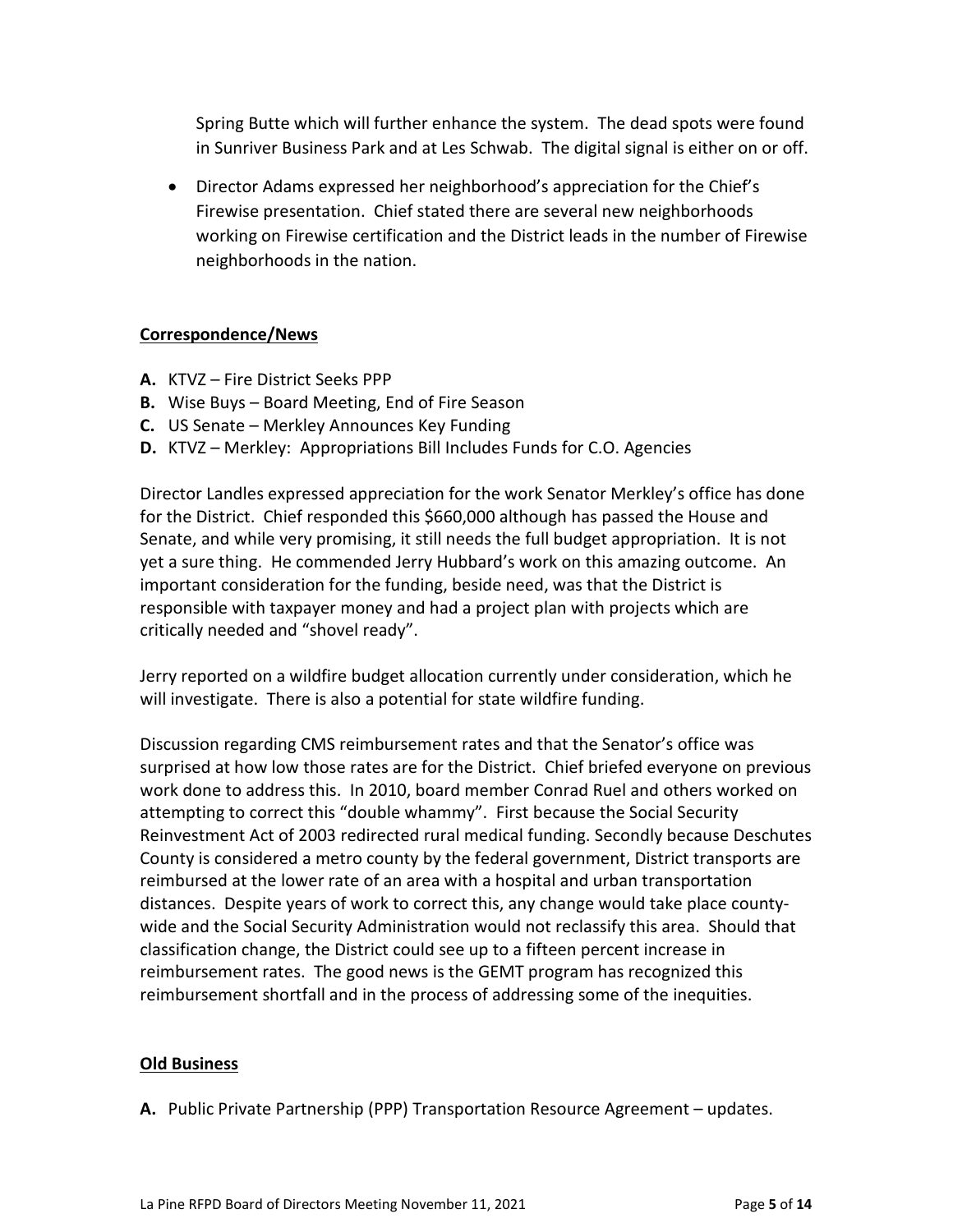Spring Butte which will further enhance the system. The dead spots were found in Sunriver Business Park and at Les Schwab. The digital signal is either on or off.

- Director Adams expressed her neighborhood's appreciation for the Chief's Firewise presentation. Chief stated there are several new neighborhoods working on Firewise certification and the District leads in the number of Firewise neighborhoods in the nation.

## Correspondence/News

**A.** KTVZ – Fire District Seeks PPP
**B.** Wise Buys – Board Meeting, End of Fire Season
**C.** US Senate – Merkley Announces Key Funding
**D.** KTVZ – Merkley: Appropriations Bill Includes Funds for C.O. Agencies

Director Landles expressed appreciation for the work Senator Merkley's office has done for the District. Chief responded this $660,000 although has passed the House and Senate, and while very promising, it still needs the full budget appropriation. It is not yet a sure thing. He commended Jerry Hubbard's work on this amazing outcome. An important consideration for the funding, beside need, was that the District is responsible with taxpayer money and had a project plan with projects which are critically needed and "shovel ready".

Jerry reported on a wildfire budget allocation currently under consideration, which he will investigate. There is also a potential for state wildfire funding.

Discussion regarding CMS reimbursement rates and that the Senator's office was surprised at how low those rates are for the District. Chief briefed everyone on previous work done to address this. In 2010, board member Conrad Ruel and others worked on attempting to correct this "double whammy". First because the Social Security Reinvestment Act of 2003 redirected rural medical funding. Secondly because Deschutes County is considered a metro county by the federal government, District transports are reimbursed at the lower rate of an area with a hospital and urban transportation distances. Despite years of work to correct this, any change would take place county-wide and the Social Security Administration would not reclassify this area. Should that classification change, the District could see up to a fifteen percent increase in reimbursement rates. The good news is the GEMT program has recognized this reimbursement shortfall and in the process of addressing some of the inequities.

## Old Business

**A.** Public Private Partnership (PPP) Transportation Resource Agreement – updates.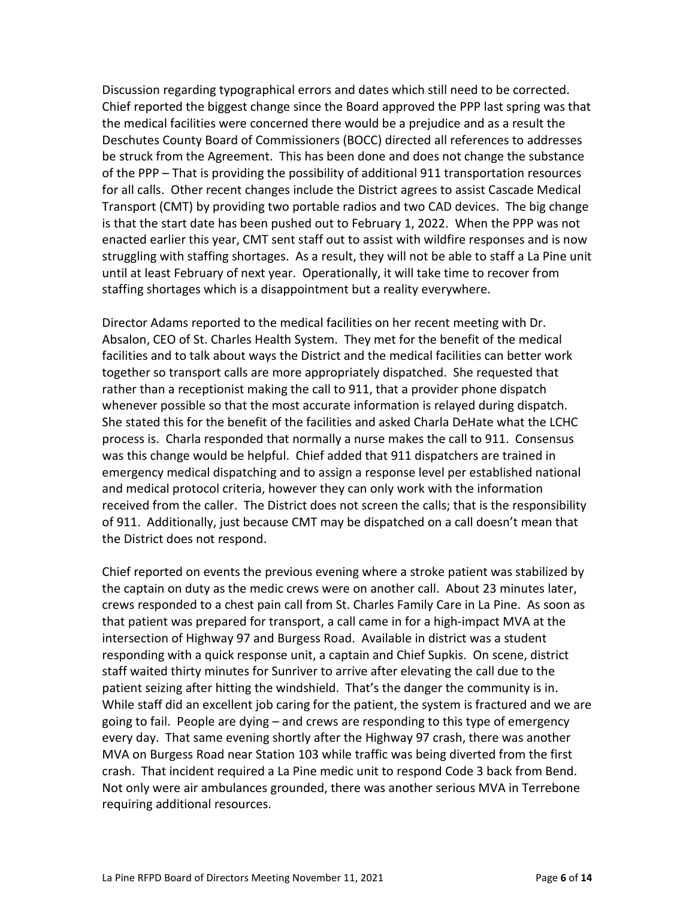Discussion regarding typographical errors and dates which still need to be corrected. Chief reported the biggest change since the Board approved the PPP last spring was that the medical facilities were concerned there would be a prejudice and as a result the Deschutes County Board of Commissioners (BOCC) directed all references to addresses be struck from the Agreement. This has been done and does not change the substance of the PPP – That is providing the possibility of additional 911 transportation resources for all calls. Other recent changes include the District agrees to assist Cascade Medical Transport (CMT) by providing two portable radios and two CAD devices. The big change is that the start date has been pushed out to February 1, 2022. When the PPP was not enacted earlier this year, CMT sent staff out to assist with wildfire responses and is now struggling with staffing shortages. As a result, they will not be able to staff a La Pine unit until at least February of next year. Operationally, it will take time to recover from staffing shortages which is a disappointment but a reality everywhere.

Director Adams reported to the medical facilities on her recent meeting with Dr. Absalon, CEO of St. Charles Health System. They met for the benefit of the medical facilities and to talk about ways the District and the medical facilities can better work together so transport calls are more appropriately dispatched. She requested that rather than a receptionist making the call to 911, that a provider phone dispatch whenever possible so that the most accurate information is relayed during dispatch. She stated this for the benefit of the facilities and asked Charla DeHate what the LCHC process is. Charla responded that normally a nurse makes the call to 911. Consensus was this change would be helpful. Chief added that 911 dispatchers are trained in emergency medical dispatching and to assign a response level per established national and medical protocol criteria, however they can only work with the information received from the caller. The District does not screen the calls; that is the responsibility of 911. Additionally, just because CMT may be dispatched on a call doesn't mean that the District does not respond.

Chief reported on events the previous evening where a stroke patient was stabilized by the captain on duty as the medic crews were on another call. About 23 minutes later, crews responded to a chest pain call from St. Charles Family Care in La Pine. As soon as that patient was prepared for transport, a call came in for a high-impact MVA at the intersection of Highway 97 and Burgess Road. Available in district was a student responding with a quick response unit, a captain and Chief Supkis. On scene, district staff waited thirty minutes for Sunriver to arrive after elevating the call due to the patient seizing after hitting the windshield. That's the danger the community is in. While staff did an excellent job caring for the patient, the system is fractured and we are going to fail. People are dying – and crews are responding to this type of emergency every day. That same evening shortly after the Highway 97 crash, there was another MVA on Burgess Road near Station 103 while traffic was being diverted from the first crash. That incident required a La Pine medic unit to respond Code 3 back from Bend. Not only were air ambulances grounded, there was another serious MVA in Terrebone requiring additional resources.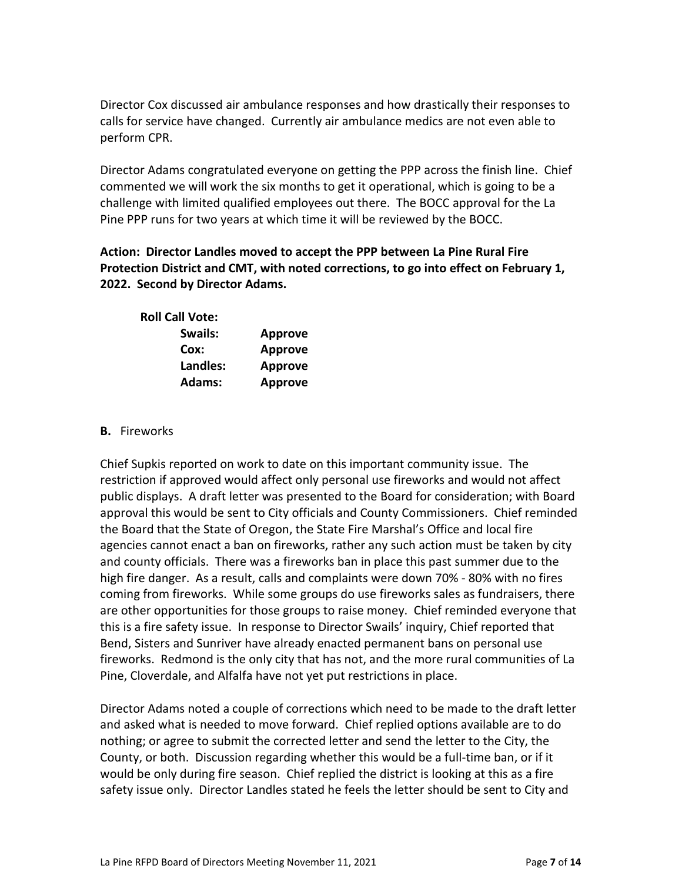Director Cox discussed air ambulance responses and how drastically their responses to calls for service have changed. Currently air ambulance medics are not even able to perform CPR.

Director Adams congratulated everyone on getting the PPP across the finish line. Chief commented we will work the six months to get it operational, which is going to be a challenge with limited qualified employees out there. The BOCC approval for the La Pine PPP runs for two years at which time it will be reviewed by the BOCC.

**Action: Director Landles moved to accept the PPP between La Pine Rural Fire Protection District and CMT, with noted corrections, to go into effect on February 1, 2022. Second by Director Adams.**

**Roll Call Vote:**

| | |
|---|---|
| **Swails:** | **Approve** |
| **Cox:** | **Approve** |
| **Landles:** | **Approve** |
| **Adams:** | **Approve** |

**B.** Fireworks

Chief Supkis reported on work to date on this important community issue. The restriction if approved would affect only personal use fireworks and would not affect public displays. A draft letter was presented to the Board for consideration; with Board approval this would be sent to City officials and County Commissioners. Chief reminded the Board that the State of Oregon, the State Fire Marshal's Office and local fire agencies cannot enact a ban on fireworks, rather any such action must be taken by city and county officials. There was a fireworks ban in place this past summer due to the high fire danger. As a result, calls and complaints were down 70% - 80% with no fires coming from fireworks. While some groups do use fireworks sales as fundraisers, there are other opportunities for those groups to raise money. Chief reminded everyone that this is a fire safety issue. In response to Director Swails' inquiry, Chief reported that Bend, Sisters and Sunriver have already enacted permanent bans on personal use fireworks. Redmond is the only city that has not, and the more rural communities of La Pine, Cloverdale, and Alfalfa have not yet put restrictions in place.

Director Adams noted a couple of corrections which need to be made to the draft letter and asked what is needed to move forward. Chief replied options available are to do nothing; or agree to submit the corrected letter and send the letter to the City, the County, or both. Discussion regarding whether this would be a full-time ban, or if it would be only during fire season. Chief replied the district is looking at this as a fire safety issue only. Director Landles stated he feels the letter should be sent to City and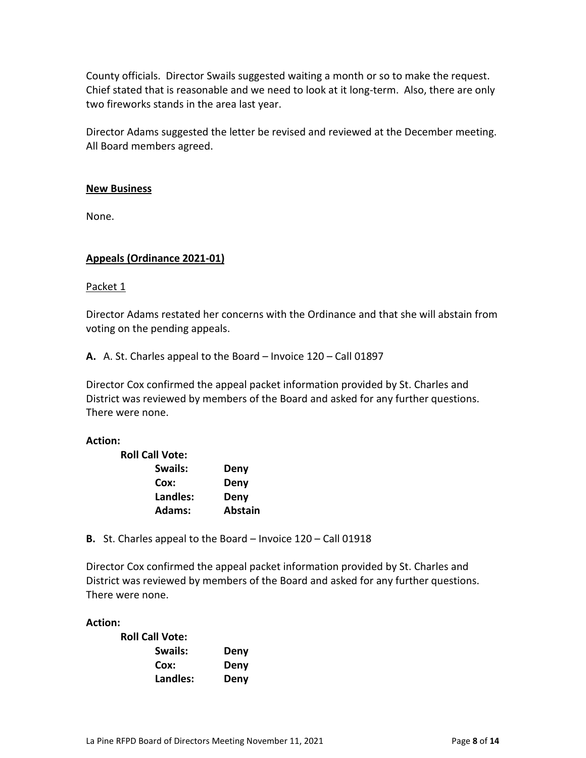County officials. Director Swails suggested waiting a month or so to make the request. Chief stated that is reasonable and we need to look at it long-term. Also, there are only two fireworks stands in the area last year.

Director Adams suggested the letter be revised and reviewed at the December meeting. All Board members agreed.

## New Business

None.

## Appeals (Ordinance 2021-01)

Packet 1

Director Adams restated her concerns with the Ordinance and that she will abstain from voting on the pending appeals.

**A.** A. St. Charles appeal to the Board – Invoice 120 – Call 01897

Director Cox confirmed the appeal packet information provided by St. Charles and District was reviewed by members of the Board and asked for any further questions. There were none.

**Action:**

**Roll Call Vote:**

| | |
|---|---|
| **Swails:** | **Deny** |
| **Cox:** | **Deny** |
| **Landles:** | **Deny** |
| **Adams:** | **Abstain** |

**B.** St. Charles appeal to the Board – Invoice 120 – Call 01918

Director Cox confirmed the appeal packet information provided by St. Charles and District was reviewed by members of the Board and asked for any further questions. There were none.

**Action:**

**Roll Call Vote:**

| | |
|---|---|
| **Swails:** | **Deny** |
| **Cox:** | **Deny** |
| **Landles:** | **Deny** |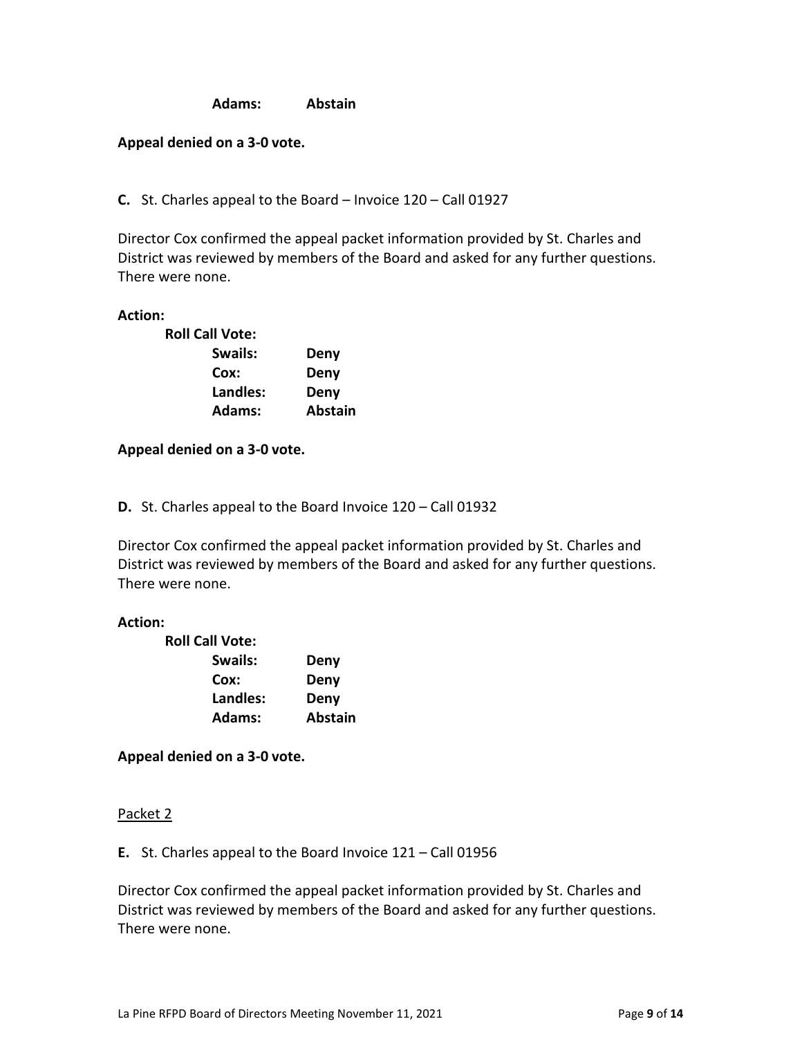**Adams:** **Abstain**

**Appeal denied on a 3-0 vote.**

**C.** St. Charles appeal to the Board – Invoice 120 – Call 01927

Director Cox confirmed the appeal packet information provided by St. Charles and District was reviewed by members of the Board and asked for any further questions. There were none.

**Action:**

**Roll Call Vote:**

| | |
|---|---|
| **Swails:** | **Deny** |
| **Cox:** | **Deny** |
| **Landles:** | **Deny** |
| **Adams:** | **Abstain** |

**Appeal denied on a 3-0 vote.**

**D.** St. Charles appeal to the Board Invoice 120 – Call 01932

Director Cox confirmed the appeal packet information provided by St. Charles and District was reviewed by members of the Board and asked for any further questions. There were none.

**Action:**

**Roll Call Vote:**

| | |
|---|---|
| **Swails:** | **Deny** |
| **Cox:** | **Deny** |
| **Landles:** | **Deny** |
| **Adams:** | **Abstain** |

**Appeal denied on a 3-0 vote.**

Packet 2

**E.** St. Charles appeal to the Board Invoice 121 – Call 01956

Director Cox confirmed the appeal packet information provided by St. Charles and District was reviewed by members of the Board and asked for any further questions. There were none.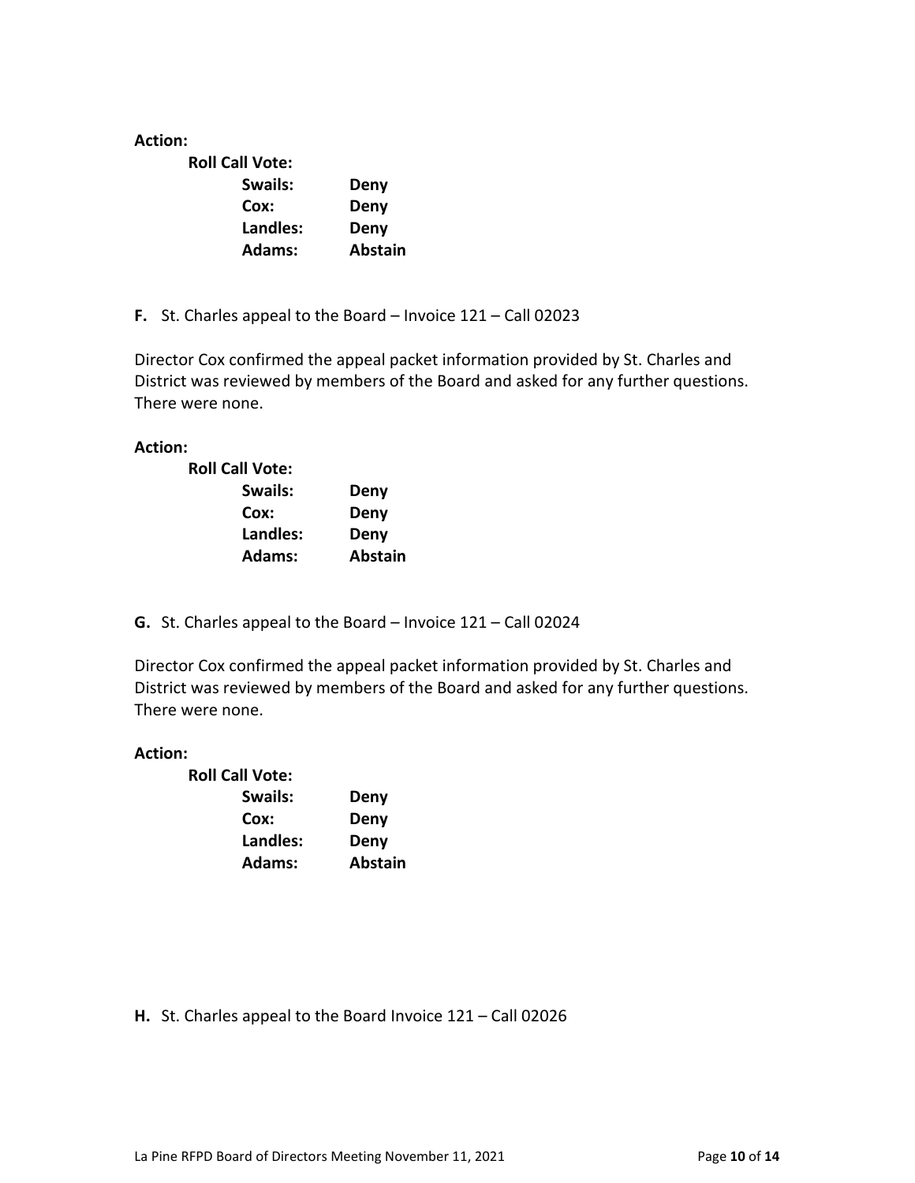**Action:**

**Roll Call Vote:**

| | |
|---|---|
| **Swails:** | **Deny** |
| **Cox:** | **Deny** |
| **Landles:** | **Deny** |
| **Adams:** | **Abstain** |

**F.** St. Charles appeal to the Board – Invoice 121 – Call 02023

Director Cox confirmed the appeal packet information provided by St. Charles and District was reviewed by members of the Board and asked for any further questions. There were none.

**Action:**

**Roll Call Vote:**

| | |
|---|---|
| **Swails:** | **Deny** |
| **Cox:** | **Deny** |
| **Landles:** | **Deny** |
| **Adams:** | **Abstain** |

**G.** St. Charles appeal to the Board – Invoice 121 – Call 02024

Director Cox confirmed the appeal packet information provided by St. Charles and District was reviewed by members of the Board and asked for any further questions. There were none.

**Action:**

**Roll Call Vote:**

| | |
|---|---|
| **Swails:** | **Deny** |
| **Cox:** | **Deny** |
| **Landles:** | **Deny** |
| **Adams:** | **Abstain** |

**H.** St. Charles appeal to the Board Invoice 121 – Call 02026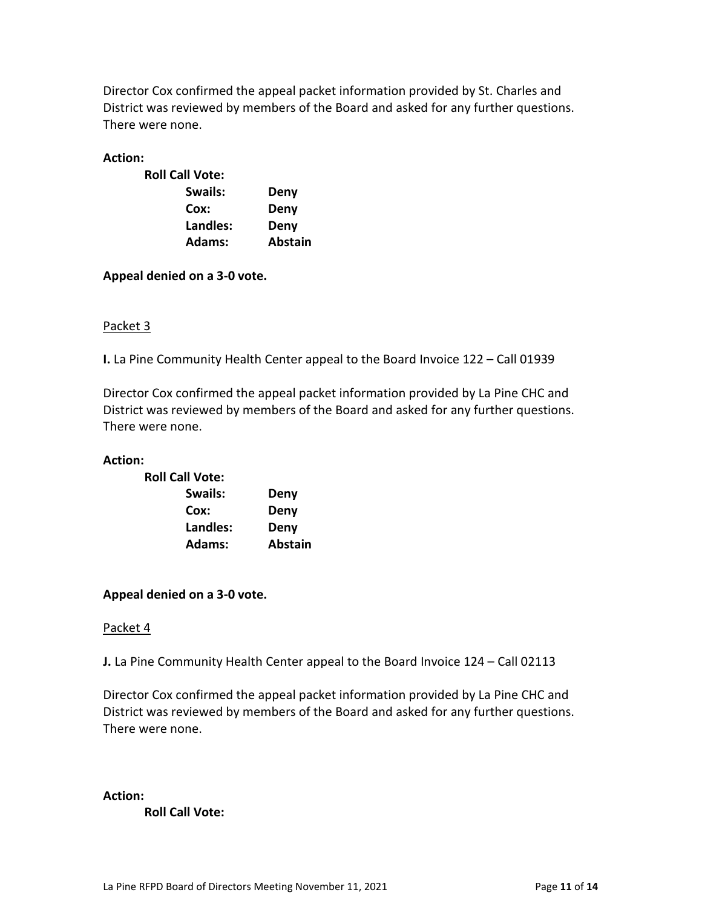Director Cox confirmed the appeal packet information provided by St. Charles and District was reviewed by members of the Board and asked for any further questions. There were none.

**Action:**

**Roll Call Vote:**

| | |
|---|---|
| **Swails:** | **Deny** |
| **Cox:** | **Deny** |
| **Landles:** | **Deny** |
| **Adams:** | **Abstain** |

**Appeal denied on a 3-0 vote.**

Packet 3

**I.** La Pine Community Health Center appeal to the Board Invoice 122 – Call 01939

Director Cox confirmed the appeal packet information provided by La Pine CHC and District was reviewed by members of the Board and asked for any further questions. There were none.

**Action:**

**Roll Call Vote:**

| | |
|---|---|
| **Swails:** | **Deny** |
| **Cox:** | **Deny** |
| **Landles:** | **Deny** |
| **Adams:** | **Abstain** |

**Appeal denied on a 3-0 vote.**

Packet 4

**J.** La Pine Community Health Center appeal to the Board Invoice 124 – Call 02113

Director Cox confirmed the appeal packet information provided by La Pine CHC and District was reviewed by members of the Board and asked for any further questions. There were none.

**Action:**

**Roll Call Vote:**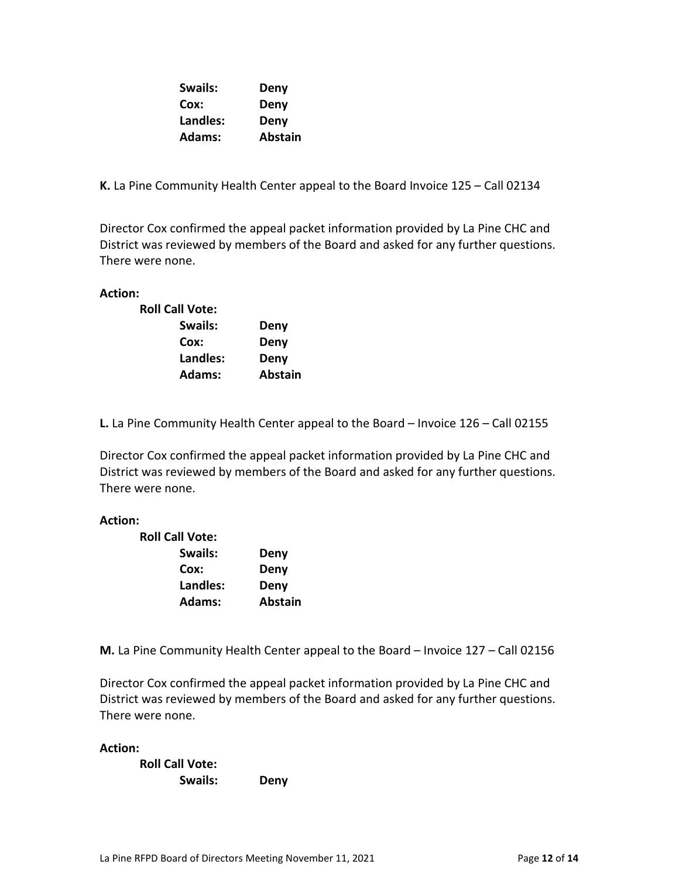| | |
|---|---|
| **Swails:** | **Deny** |
| **Cox:** | **Deny** |
| **Landles:** | **Deny** |
| **Adams:** | **Abstain** |

**K.** La Pine Community Health Center appeal to the Board Invoice 125 – Call 02134

Director Cox confirmed the appeal packet information provided by La Pine CHC and District was reviewed by members of the Board and asked for any further questions. There were none.

**Action:**

**Roll Call Vote:**

| | |
|---|---|
| **Swails:** | **Deny** |
| **Cox:** | **Deny** |
| **Landles:** | **Deny** |
| **Adams:** | **Abstain** |

**L.** La Pine Community Health Center appeal to the Board – Invoice 126 – Call 02155

Director Cox confirmed the appeal packet information provided by La Pine CHC and District was reviewed by members of the Board and asked for any further questions. There were none.

**Action:**

**Roll Call Vote:**

| | |
|---|---|
| **Swails:** | **Deny** |
| **Cox:** | **Deny** |
| **Landles:** | **Deny** |
| **Adams:** | **Abstain** |

**M.** La Pine Community Health Center appeal to the Board – Invoice 127 – Call 02156

Director Cox confirmed the appeal packet information provided by La Pine CHC and District was reviewed by members of the Board and asked for any further questions. There were none.

**Action:**

**Roll Call Vote:**

| | |
|---|---|
| **Swails:** | **Deny** |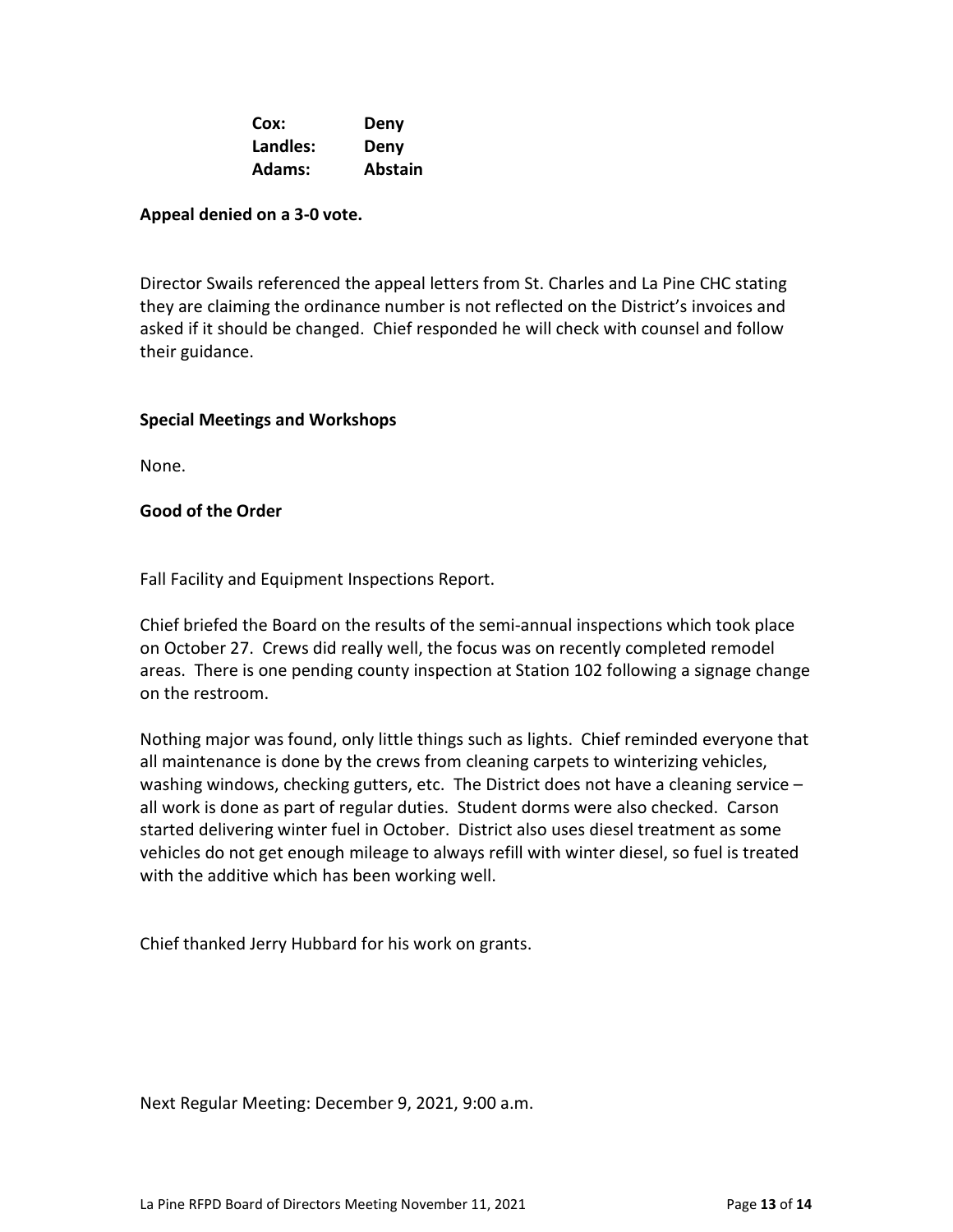| | |
|---|---|
| **Cox:** | **Deny** |
| **Landles:** | **Deny** |
| **Adams:** | **Abstain** |

**Appeal denied on a 3-0 vote.**

Director Swails referenced the appeal letters from St. Charles and La Pine CHC stating they are claiming the ordinance number is not reflected on the District's invoices and asked if it should be changed. Chief responded he will check with counsel and follow their guidance.

**Special Meetings and Workshops**

None.

**Good of the Order**

Fall Facility and Equipment Inspections Report.

Chief briefed the Board on the results of the semi-annual inspections which took place on October 27. Crews did really well, the focus was on recently completed remodel areas. There is one pending county inspection at Station 102 following a signage change on the restroom.

Nothing major was found, only little things such as lights. Chief reminded everyone that all maintenance is done by the crews from cleaning carpets to winterizing vehicles, washing windows, checking gutters, etc. The District does not have a cleaning service – all work is done as part of regular duties. Student dorms were also checked. Carson started delivering winter fuel in October. District also uses diesel treatment as some vehicles do not get enough mileage to always refill with winter diesel, so fuel is treated with the additive which has been working well.

Chief thanked Jerry Hubbard for his work on grants.

Next Regular Meeting: December 9, 2021, 9:00 a.m.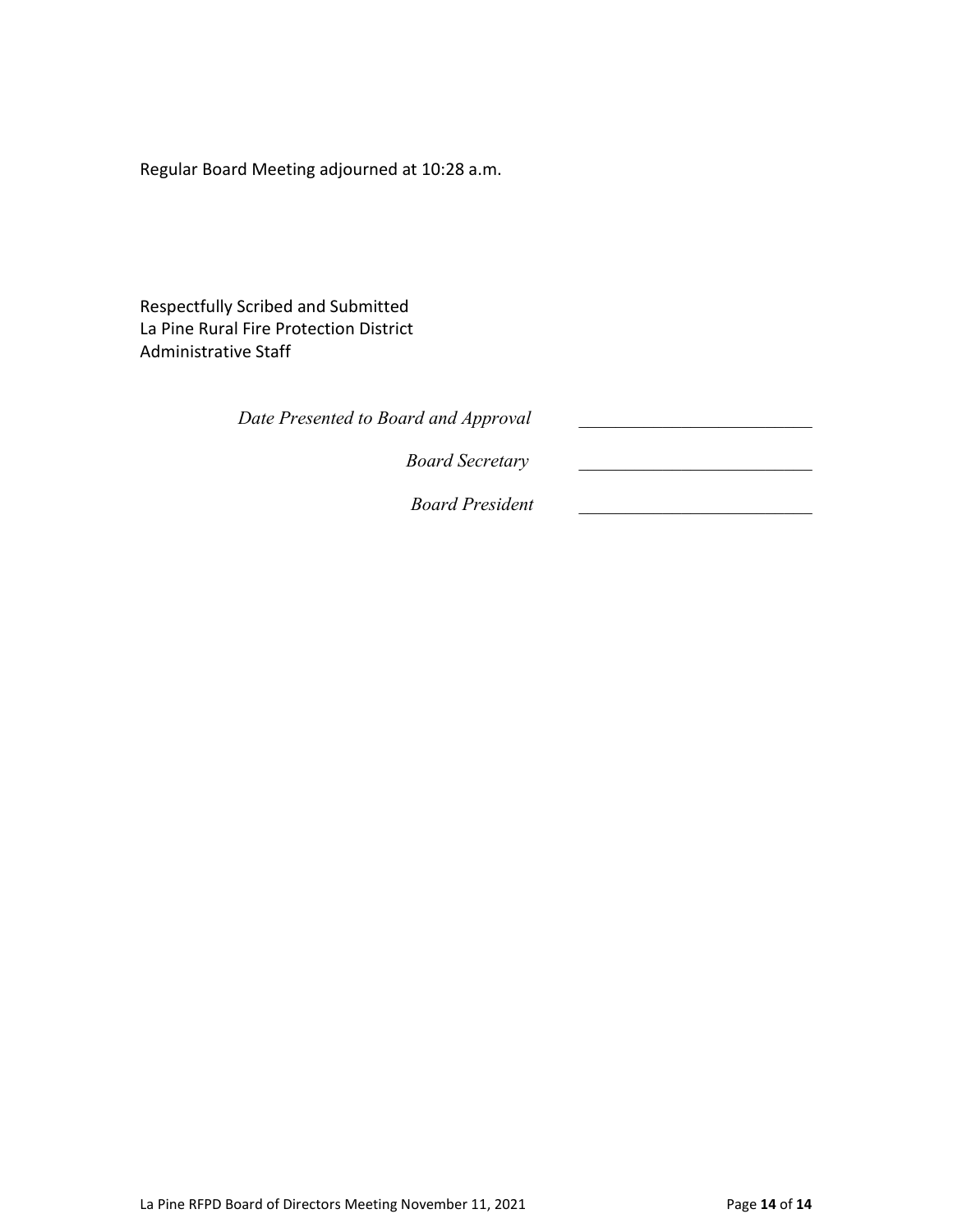Regular Board Meeting adjourned at 10:28 a.m.

Respectfully Scribed and Submitted
La Pine Rural Fire Protection District
Administrative Staff

*Date Presented to Board and Approval* \_\_\_\_\_\_\_\_\_\_\_\_\_\_\_\_\_\_\_\_\_\_\_\_\_\_

*Board Secretary* \_\_\_\_\_\_\_\_\_\_\_\_\_\_\_\_\_\_\_\_\_\_\_\_\_\_

*Board President* \_\_\_\_\_\_\_\_\_\_\_\_\_\_\_\_\_\_\_\_\_\_\_\_\_\_